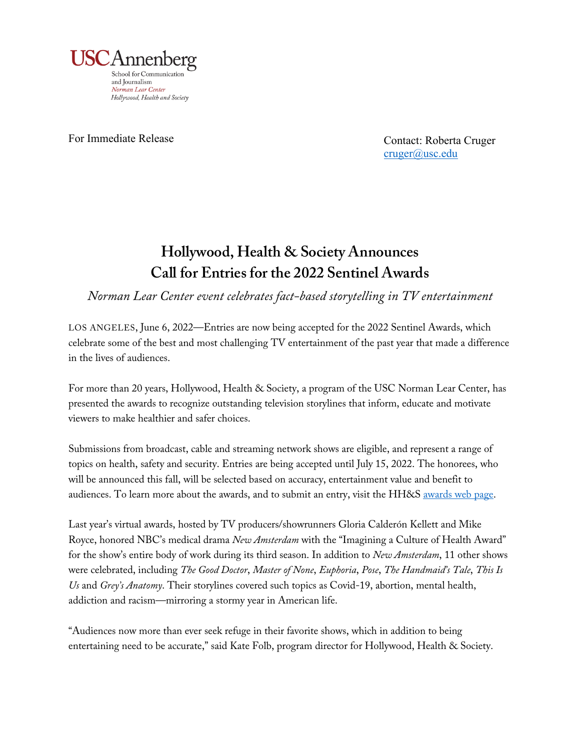USC Annenberg
School for Communication and Journalism
*Norman Lear Center*
*Hollywood, Health and Society*

For Immediate Release

Contact: Roberta Cruger
[cruger@usc.edu](mailto:cruger@usc.edu)

# Hollywood, Health & Society Announces Call for Entries for the 2022 Sentinel Awards

*Norman Lear Center event celebrates fact-based storytelling in TV entertainment*

LOS ANGELES, June 6, 2022—Entries are now being accepted for the 2022 Sentinel Awards, which celebrate some of the best and most challenging TV entertainment of the past year that made a difference in the lives of audiences.

For more than 20 years, Hollywood, Health & Society, a program of the USC Norman Lear Center, has presented the awards to recognize outstanding television storylines that inform, educate and motivate viewers to make healthier and safer choices.

Submissions from broadcast, cable and streaming network shows are eligible, and represent a range of topics on health, safety and security. Entries are being accepted until July 15, 2022. The honorees, who will be announced this fall, will be selected based on accuracy, entertainment value and benefit to audiences. To learn more about the awards, and to submit an entry, visit the HH&S awards web page.

Last year's virtual awards, hosted by TV producers/showrunners Gloria Calderón Kellett and Mike Royce, honored NBC's medical drama *New Amsterdam* with the "Imagining a Culture of Health Award" for the show's entire body of work during its third season. In addition to *New Amsterdam*, 11 other shows were celebrated, including *The Good Doctor*, *Master of None*, *Euphoria*, *Pose*, *The Handmaid's Tale*, *This Is Us* and *Grey's Anatomy*. Their storylines covered such topics as Covid-19, abortion, mental health, addiction and racism—mirroring a stormy year in American life.

"Audiences now more than ever seek refuge in their favorite shows, which in addition to being entertaining need to be accurate," said Kate Folb, program director for Hollywood, Health & Society.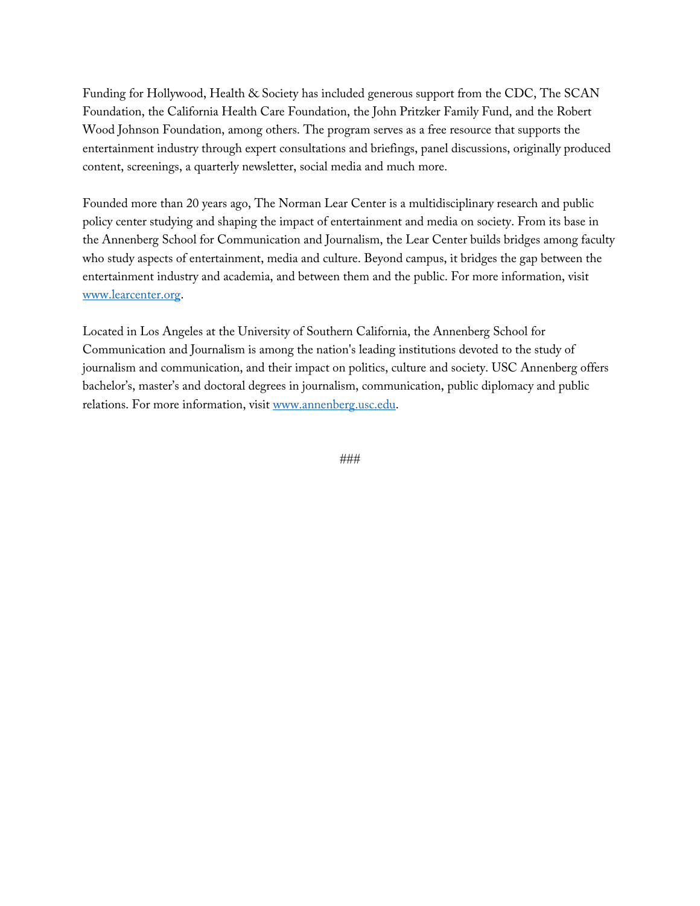Funding for Hollywood, Health & Society has included generous support from the CDC, The SCAN Foundation, the California Health Care Foundation, the John Pritzker Family Fund, and the Robert Wood Johnson Foundation, among others. The program serves as a free resource that supports the entertainment industry through expert consultations and briefings, panel discussions, originally produced content, screenings, a quarterly newsletter, social media and much more.

Founded more than 20 years ago, The Norman Lear Center is a multidisciplinary research and public policy center studying and shaping the impact of entertainment and media on society. From its base in the Annenberg School for Communication and Journalism, the Lear Center builds bridges among faculty who study aspects of entertainment, media and culture. Beyond campus, it bridges the gap between the entertainment industry and academia, and between them and the public. For more information, visit [www.learcenter.org](http://www.learcenter.org).

Located in Los Angeles at the University of Southern California, the Annenberg School for Communication and Journalism is among the nation's leading institutions devoted to the study of journalism and communication, and their impact on politics, culture and society. USC Annenberg offers bachelor's, master's and doctoral degrees in journalism, communication, public diplomacy and public relations. For more information, visit [www.annenberg.usc.edu](http://www.annenberg.usc.edu).

###